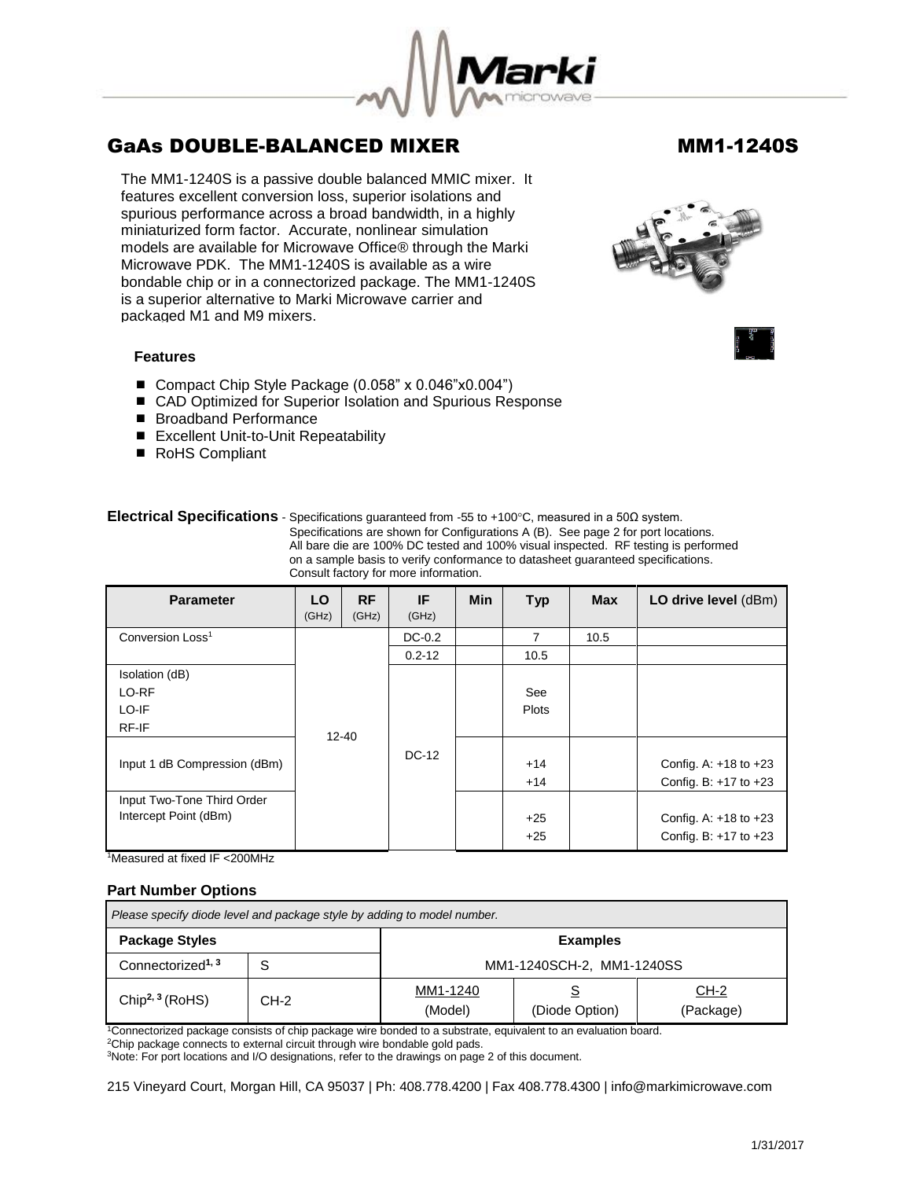# GaAs DOUBLE-BALANCED MIXER MM1-1240S

The MM1-1240S is a passive double balanced MMIC mixer. It features excellent conversion loss, superior isolations and spurious performance across a broad bandwidth, in a highly miniaturized form factor. Accurate, nonlinear simulation models are available for Microwave Office® through the Marki Microwave PDK. The MM1-1240S is available as a wire bondable chip or in a connectorized package. The MM1-1240S is a superior alternative to Marki Microwave carrier and packaged M1 and M9 mixers.

### Features

- Compact Chip Style Package (0.058" x 0.046"x0.004")
- CAD Optimized for Superior Isolation and Spurious Response
- Broadband Performance
- Excellent Unit-to-Unit Repeatability
- RoHS Compliant

**Electrical Specifications** - Specifications guaranteed from -55 to +100°C, measured in a 50Ω system. Specifications are shown for Configurations A (B). See page 2 for port locations. All bare die are 100% DC tested and 100% visual inspected. RF testing is performed on a sample basis to verify conformance to datasheet guaranteed specifications. Consult factory for more information.

| Parameter | LO (GHz) | RF (GHz) | IF (GHz) | Min | Typ | Max | LO drive level (dBm) |
|---|---|---|---|---|---|---|---|
| Conversion Loss[1] | 12-40 | | DC-0.2 | | 7 | 10.5 | |
| | | | 0.2-12 | | 10.5 | | |
| Isolation (dB)<br>LO-RF<br>LO-IF<br>RF-IF | | | DC-12 | | See Plots | | |
| Input 1 dB Compression (dBm) | | | | | +14<br>+14 | | Config. A: +18 to +23<br>Config. B: +17 to +23 |
| Input Two-Tone Third Order Intercept Point (dBm) | | | | | +25<br>+25 | | Config. A: +18 to +23<br>Config. B: +17 to +23 |

[1]Measured at fixed IF <200MHz

### Part Number Options

*Please specify diode level and package style by adding to model number.*

| Package Styles | | Examples | | |
|---|---|---|---|---|
| Connectorized[1, 3] | S | MM1-1240SCH-2, MM1-1240SS | | |
| Chip[2, 3] (RoHS) | CH-2 | MM1-1240 (Model) | S (Diode Option) | CH-2 (Package) |

[1]Connectorized package consists of chip package wire bonded to a substrate, equivalent to an evaluation board.
[2]Chip package connects to external circuit through wire bondable gold pads.
[3]Note: For port locations and I/O designations, refer to the drawings on page 2 of this document.

215 Vineyard Court, Morgan Hill, CA 95037 | Ph: 408.778.4200 | Fax 408.778.4300 | info@markimicrowave.com

1/31/2017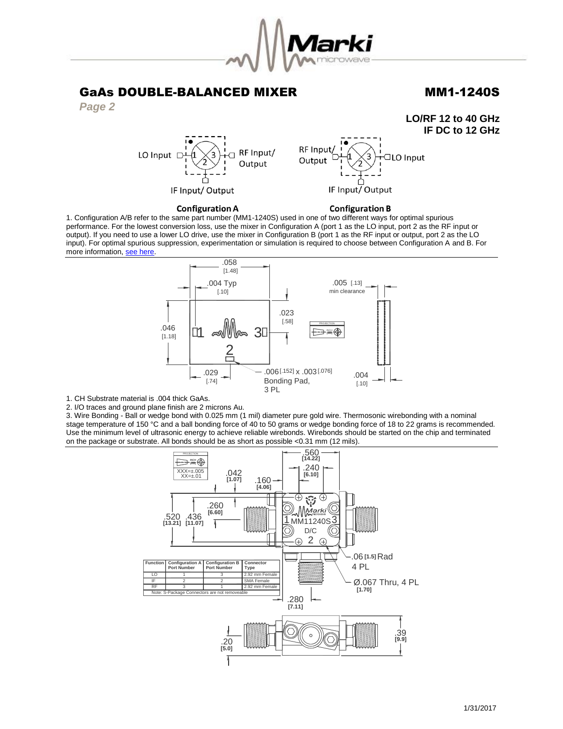# GaAs DOUBLE-BALANCED MIXER MM1-1240S

**LO/RF 12 to 40 GHz**
**IF DC to 12 GHz**

**Configuration A** **Configuration B**

1. Configuration A/B refer to the same part number (MM1-1240S) used in one of two different ways for optimal spurious performance. For the lowest conversion loss, use the mixer in Configuration A (port 1 as the LO input, port 2 as the RF input or output). If you need to use a lower LO drive, use the mixer in Configuration B (port 1 as the RF input or output, port 2 as the LO input). For optimal spurious suppression, experimentation or simulation is required to choose between Configuration A and B. For more information, see here.

1. CH Substrate material is .004 thick GaAs.
2. I/O traces and ground plane finish are 2 microns Au.
3. Wire Bonding - Ball or wedge bond with 0.025 mm (1 mil) diameter pure gold wire. Thermosonic wirebonding with a nominal stage temperature of 150 °C and a ball bonding force of 40 to 50 grams or wedge bonding force of 18 to 22 grams is recommended. Use the minimum level of ultrasonic energy to achieve reliable wirebonds. Wirebonds should be started on the chip and terminated on the package or substrate. All bonds should be as short as possible <0.31 mm (12 mils).

| Function | Configuration A Port Number | Configuration B Port Number | Connector Type |
|---|---|---|---|
| LO | 1 | 3 | 2.92 mm Female |
| IF | 2 | 2 | SMA Female |
| RF | 3 | 1 | 2.92 mm Female |

Note: S-Package Connectors are not removeable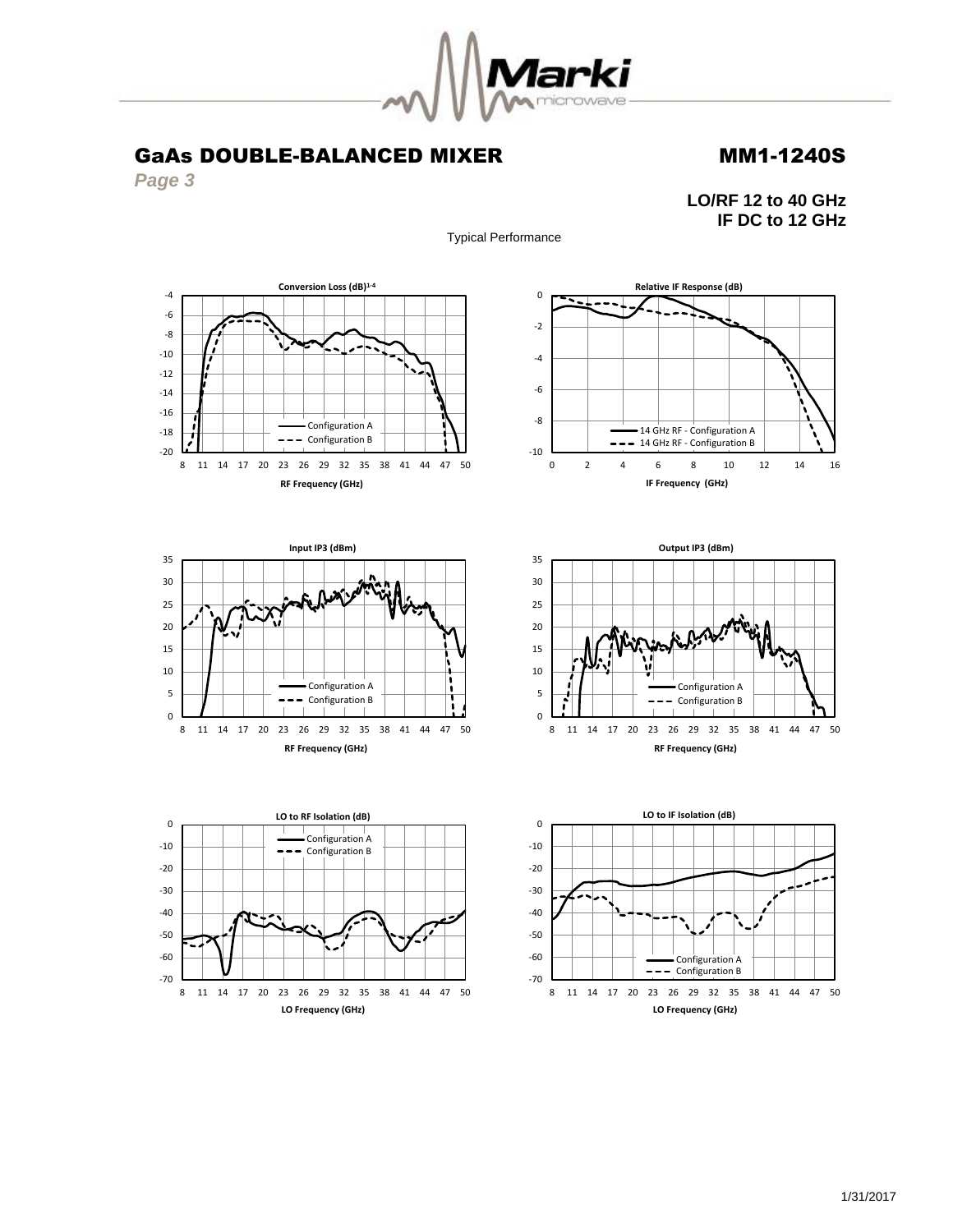# GaAs DOUBLE-BALANCED MIXER

# MM1-1240S

*Page 3*

**LO/RF 12 to 40 GHz**
**IF DC to 12 GHz**

Typical Performance

**Conversion Loss (dB)[1-4]**

**Relative IF Response (dB)**

**Input IP3 (dBm)**

**Output IP3 (dBm)**

**LO to RF Isolation (dB)**

**LO to IF Isolation (dB)**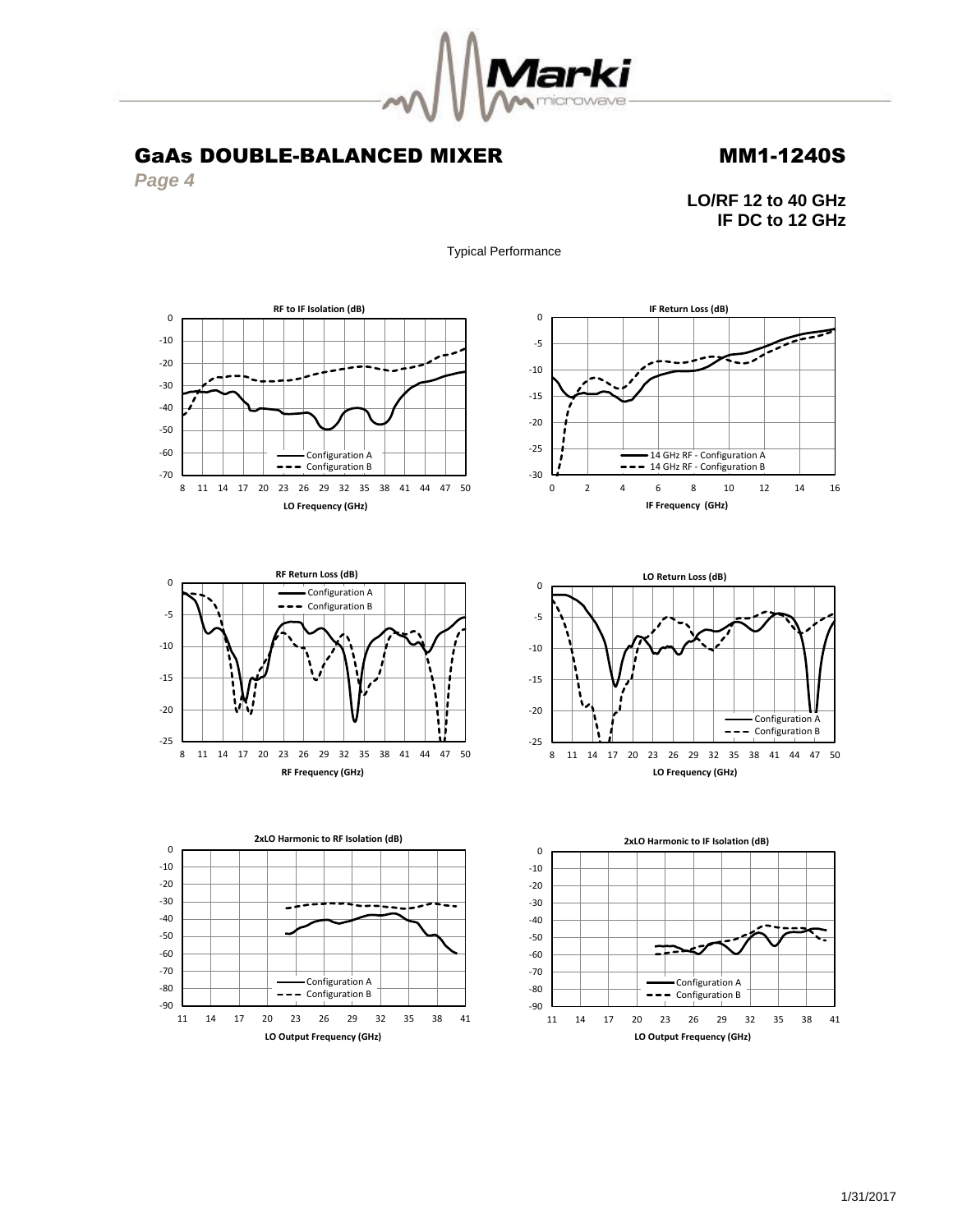# GaAs DOUBLE-BALANCED MIXER

# MM1-1240S

*Page 4*

**LO/RF 12 to 40 GHz**
**IF DC to 12 GHz**

Typical Performance

**RF to IF Isolation (dB)**

**IF Return Loss (dB)**

**RF Return Loss (dB)**

**LO Return Loss (dB)**

**2xLO Harmonic to RF Isolation (dB)**

**2xLO Harmonic to IF Isolation (dB)**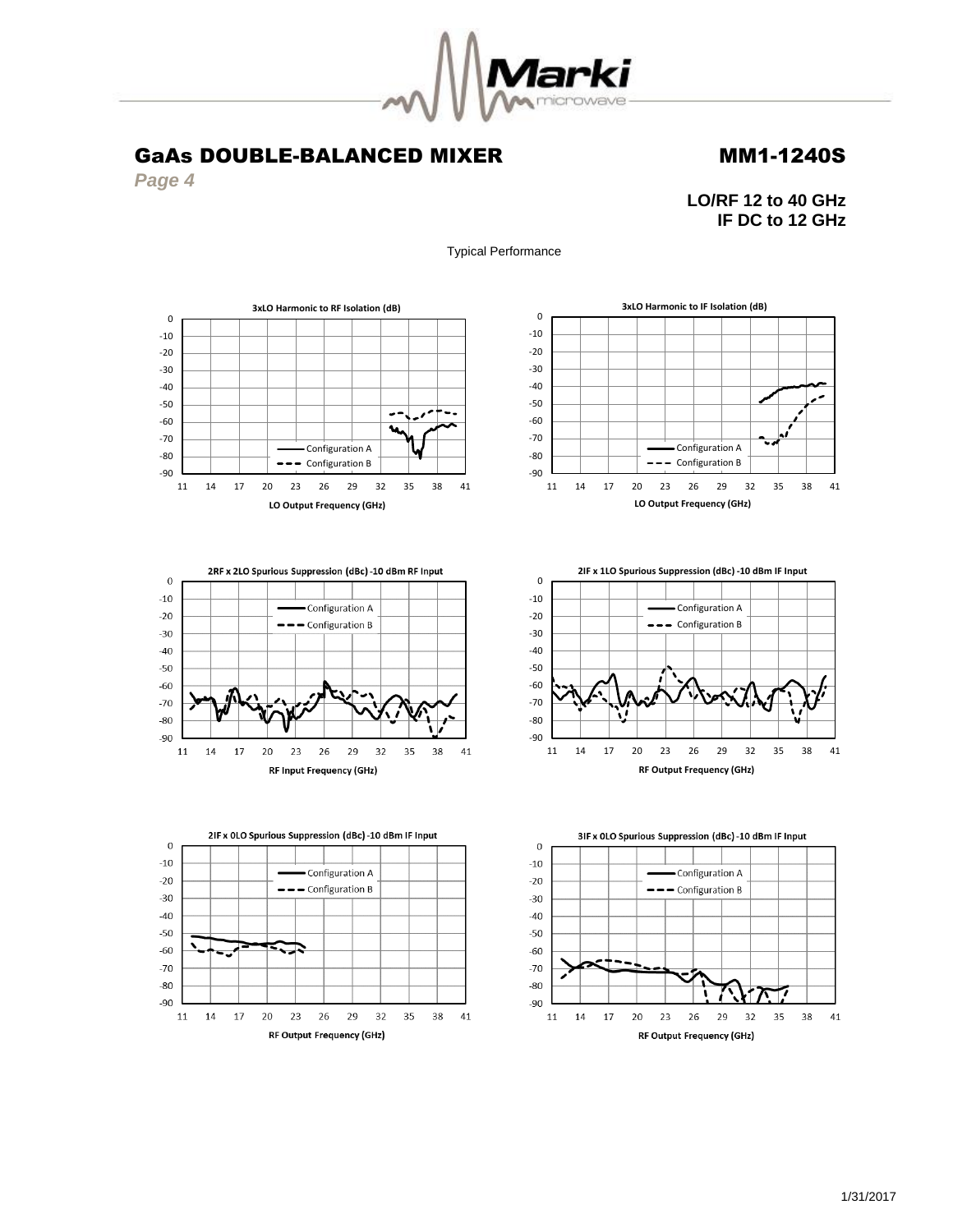# GaAs DOUBLE-BALANCED MIXER

# MM1-1240S

*Page 4*

**LO/RF 12 to 40 GHz**
**IF DC to 12 GHz**

Typical Performance

**3xLO Harmonic to RF Isolation (dB)**

**3xLO Harmonic to IF Isolation (dB)**

**2RF x 2LO Spurious Suppression (dBc) -10 dBm RF Input**

**2IF x 1LO Spurious Suppression (dBc) -10 dBm IF Input**

**2IF x 0LO Spurious Suppression (dBc) -10 dBm IF Input**

**3IF x 0LO Spurious Suppression (dBc) -10 dBm IF Input**

1/31/2017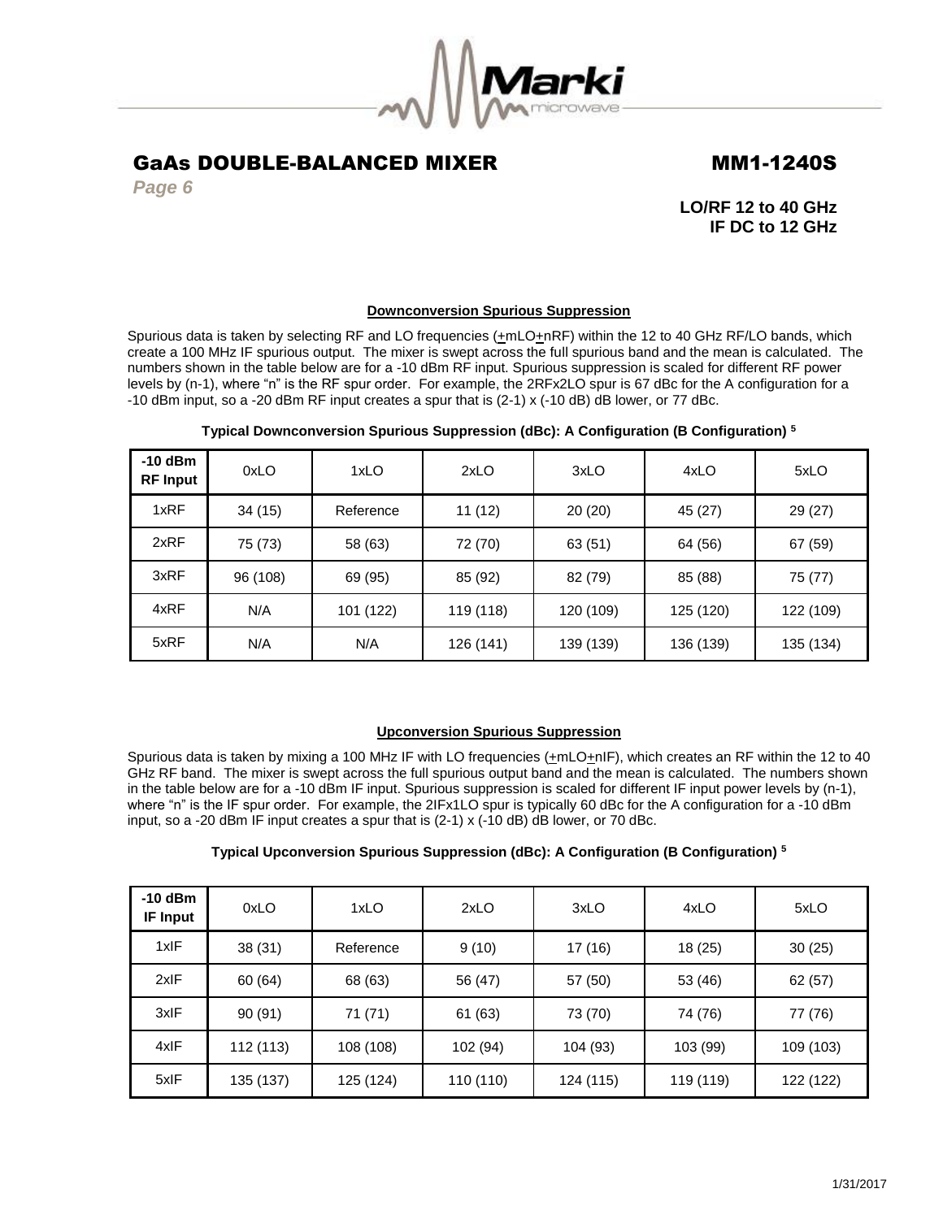# GaAs DOUBLE-BALANCED MIXER — MM1-1240S

**LO/RF 12 to 40 GHz**
**IF DC to 12 GHz**

## Downconversion Spurious Suppression

Spurious data is taken by selecting RF and LO frequencies (±mLO±nRF) within the 12 to 40 GHz RF/LO bands, which create a 100 MHz IF spurious output. The mixer is swept across the full spurious band and the mean is calculated. The numbers shown in the table below are for a -10 dBm RF input. Spurious suppression is scaled for different RF power levels by (n-1), where "n" is the RF spur order. For example, the 2RFx2LO spur is 67 dBc for the A configuration for a -10 dBm input, so a -20 dBm RF input creates a spur that is (2-1) x (-10 dB) dB lower, or 77 dBc.

**Typical Downconversion Spurious Suppression (dBc): A Configuration (B Configuration) [5]**

| -10 dBm RF Input | 0xLO | 1xLO | 2xLO | 3xLO | 4xLO | 5xLO |
|---|---|---|---|---|---|---|
| 1xRF | 34 (15) | Reference | 11 (12) | 20 (20) | 45 (27) | 29 (27) |
| 2xRF | 75 (73) | 58 (63) | 72 (70) | 63 (51) | 64 (56) | 67 (59) |
| 3xRF | 96 (108) | 69 (95) | 85 (92) | 82 (79) | 85 (88) | 75 (77) |
| 4xRF | N/A | 101 (122) | 119 (118) | 120 (109) | 125 (120) | 122 (109) |
| 5xRF | N/A | N/A | 126 (141) | 139 (139) | 136 (139) | 135 (134) |

## Upconversion Spurious Suppression

Spurious data is taken by mixing a 100 MHz IF with LO frequencies (±mLO±nIF), which creates an RF within the 12 to 40 GHz RF band. The mixer is swept across the full spurious output band and the mean is calculated. The numbers shown in the table below are for a -10 dBm IF input. Spurious suppression is scaled for different IF input power levels by (n-1), where "n" is the IF spur order. For example, the 2IFx1LO spur is typically 60 dBc for the A configuration for a -10 dBm input, so a -20 dBm IF input creates a spur that is (2-1) x (-10 dB) dB lower, or 70 dBc.

**Typical Upconversion Spurious Suppression (dBc): A Configuration (B Configuration) [5]**

| -10 dBm IF Input | 0xLO | 1xLO | 2xLO | 3xLO | 4xLO | 5xLO |
|---|---|---|---|---|---|---|
| 1xIF | 38 (31) | Reference | 9 (10) | 17 (16) | 18 (25) | 30 (25) |
| 2xIF | 60 (64) | 68 (63) | 56 (47) | 57 (50) | 53 (46) | 62 (57) |
| 3xIF | 90 (91) | 71 (71) | 61 (63) | 73 (70) | 74 (76) | 77 (76) |
| 4xIF | 112 (113) | 108 (108) | 102 (94) | 104 (93) | 103 (99) | 109 (103) |
| 5xIF | 135 (137) | 125 (124) | 110 (110) | 124 (115) | 119 (119) | 122 (122) |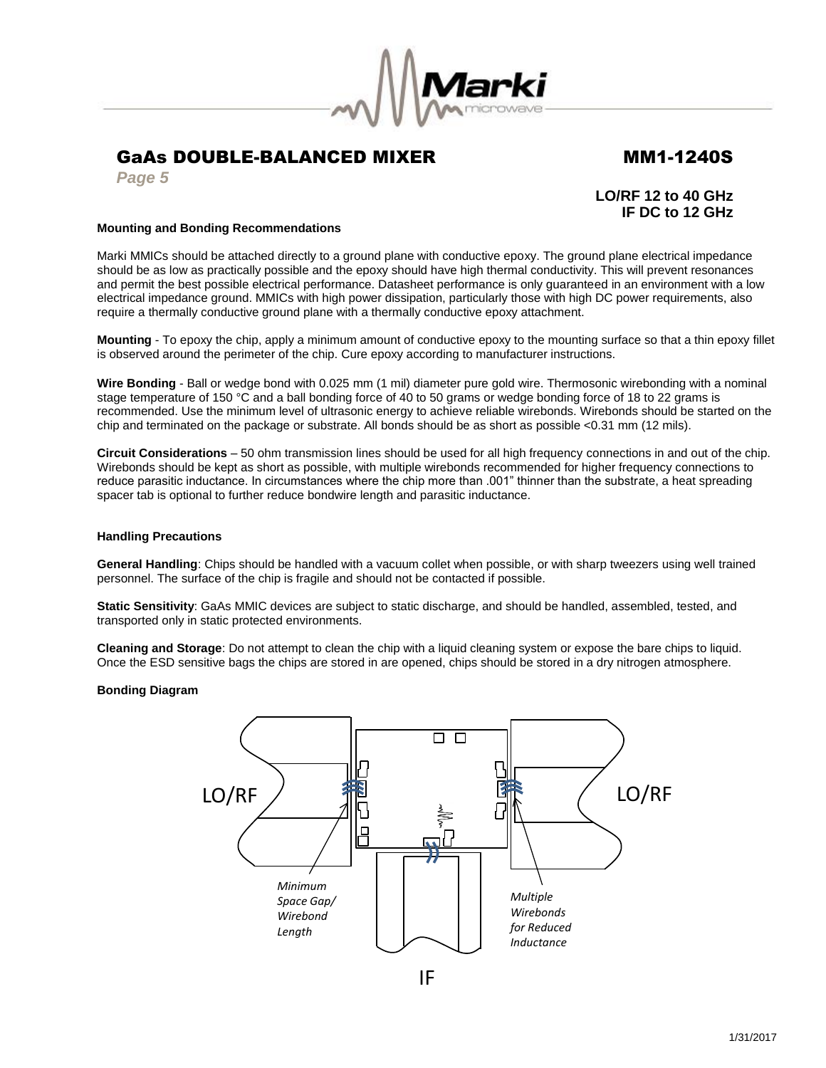# GaAs DOUBLE-BALANCED MIXER MM1-1240S

*Page 5*

**LO/RF 12 to 40 GHz**
**IF DC to 12 GHz**

### Mounting and Bonding Recommendations

Marki MMICs should be attached directly to a ground plane with conductive epoxy. The ground plane electrical impedance should be as low as practically possible and the epoxy should have high thermal conductivity. This will prevent resonances and permit the best possible electrical performance. Datasheet performance is only guaranteed in an environment with a low electrical impedance ground. MMICs with high power dissipation, particularly those with high DC power requirements, also require a thermally conductive ground plane with a thermally conductive epoxy attachment.

**Mounting** - To epoxy the chip, apply a minimum amount of conductive epoxy to the mounting surface so that a thin epoxy fillet is observed around the perimeter of the chip. Cure epoxy according to manufacturer instructions.

**Wire Bonding** - Ball or wedge bond with 0.025 mm (1 mil) diameter pure gold wire. Thermosonic wirebonding with a nominal stage temperature of 150 °C and a ball bonding force of 40 to 50 grams or wedge bonding force of 18 to 22 grams is recommended. Use the minimum level of ultrasonic energy to achieve reliable wirebonds. Wirebonds should be started on the chip and terminated on the package or substrate. All bonds should be as short as possible <0.31 mm (12 mils).

**Circuit Considerations** – 50 ohm transmission lines should be used for all high frequency connections in and out of the chip. Wirebonds should be kept as short as possible, with multiple wirebonds recommended for higher frequency connections to reduce parasitic inductance. In circumstances where the chip more than .001" thinner than the substrate, a heat spreading spacer tab is optional to further reduce bondwire length and parasitic inductance.

### Handling Precautions

**General Handling**: Chips should be handled with a vacuum collet when possible, or with sharp tweezers using well trained personnel. The surface of the chip is fragile and should not be contacted if possible.

**Static Sensitivity**: GaAs MMIC devices are subject to static discharge, and should be handled, assembled, tested, and transported only in static protected environments.

**Cleaning and Storage**: Do not attempt to clean the chip with a liquid cleaning system or expose the bare chips to liquid. Once the ESD sensitive bags the chips are stored in are opened, chips should be stored in a dry nitrogen atmosphere.

### Bonding Diagram

LO/RF

LO/RF

IF

*Minimum Space Gap/ Wirebond Length*

*Multiple Wirebonds for Reduced Inductance*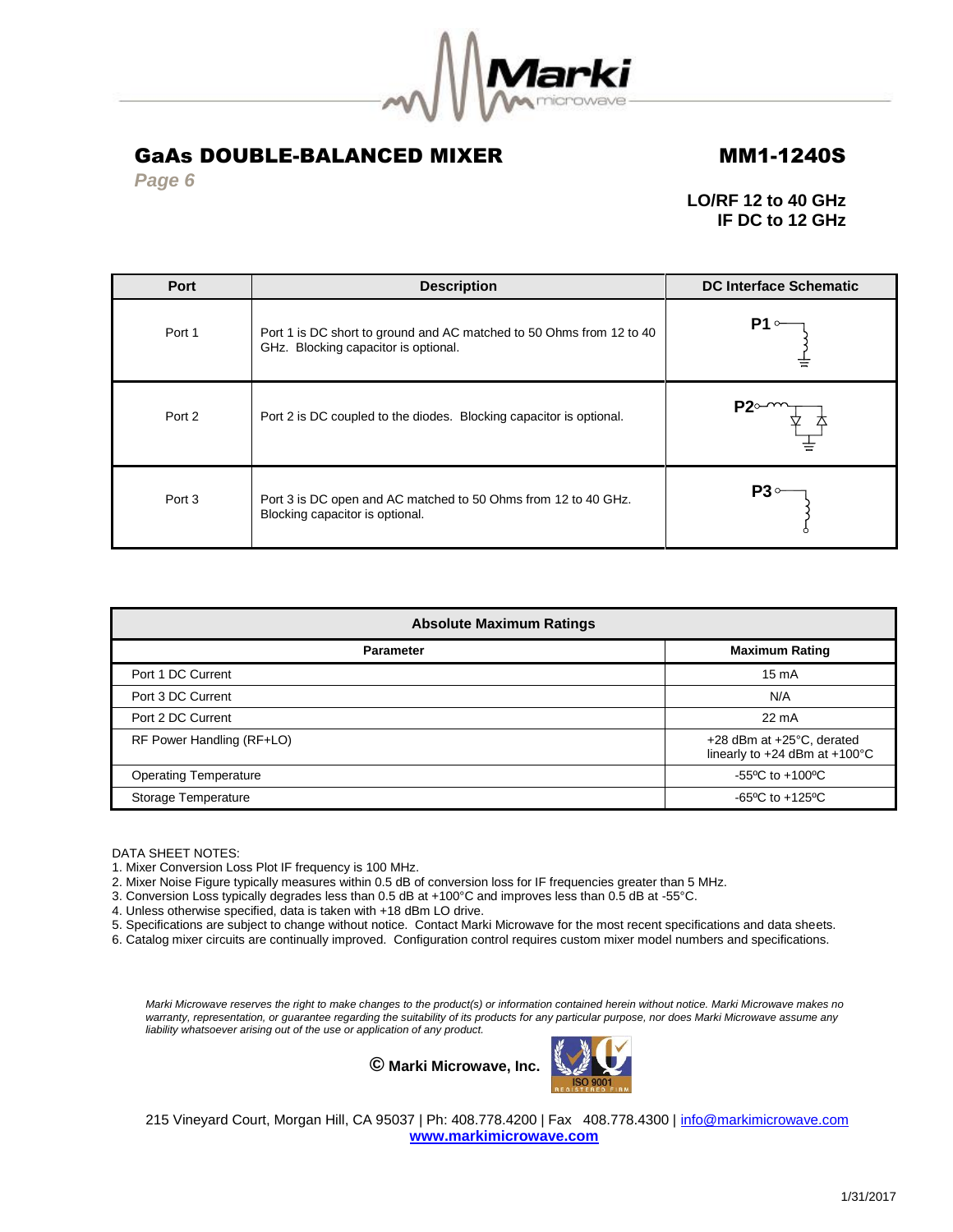# GaAs DOUBLE-BALANCED MIXER

## MM1-1240S

**LO/RF 12 to 40 GHz**
**IF DC to 12 GHz**

| Port | Description | DC Interface Schematic |
|---|---|---|
| Port 1 | Port 1 is DC short to ground and AC matched to 50 Ohms from 12 to 40 GHz. Blocking capacitor is optional. | P1 |
| Port 2 | Port 2 is DC coupled to the diodes. Blocking capacitor is optional. | P2 |
| Port 3 | Port 3 is DC open and AC matched to 50 Ohms from 12 to 40 GHz. Blocking capacitor is optional. | P3 |

| Absolute Maximum Ratings | |
|---|---|
| **Parameter** | **Maximum Rating** |
| Port 1 DC Current | 15 mA |
| Port 3 DC Current | N/A |
| Port 2 DC Current | 22 mA |
| RF Power Handling (RF+LO) | +28 dBm at +25°C, derated linearly to +24 dBm at +100°C |
| Operating Temperature | -55ºC to +100ºC |
| Storage Temperature | -65ºC to +125ºC |

DATA SHEET NOTES:

1. Mixer Conversion Loss Plot IF frequency is 100 MHz.
2. Mixer Noise Figure typically measures within 0.5 dB of conversion loss for IF frequencies greater than 5 MHz.
3. Conversion Loss typically degrades less than 0.5 dB at +100°C and improves less than 0.5 dB at -55°C.
4. Unless otherwise specified, data is taken with +18 dBm LO drive.
5. Specifications are subject to change without notice. Contact Marki Microwave for the most recent specifications and data sheets.
6. Catalog mixer circuits are continually improved. Configuration control requires custom mixer model numbers and specifications.

*Marki Microwave reserves the right to make changes to the product(s) or information contained herein without notice. Marki Microwave makes no warranty, representation, or guarantee regarding the suitability of its products for any particular purpose, nor does Marki Microwave assume any liability whatsoever arising out of the use or application of any product.*

**© Marki Microwave, Inc.**

215 Vineyard Court, Morgan Hill, CA 95037 | Ph: 408.778.4200 | Fax 408.778.4300 | info@markimicrowave.com
**www.markimicrowave.com**

1/31/2017